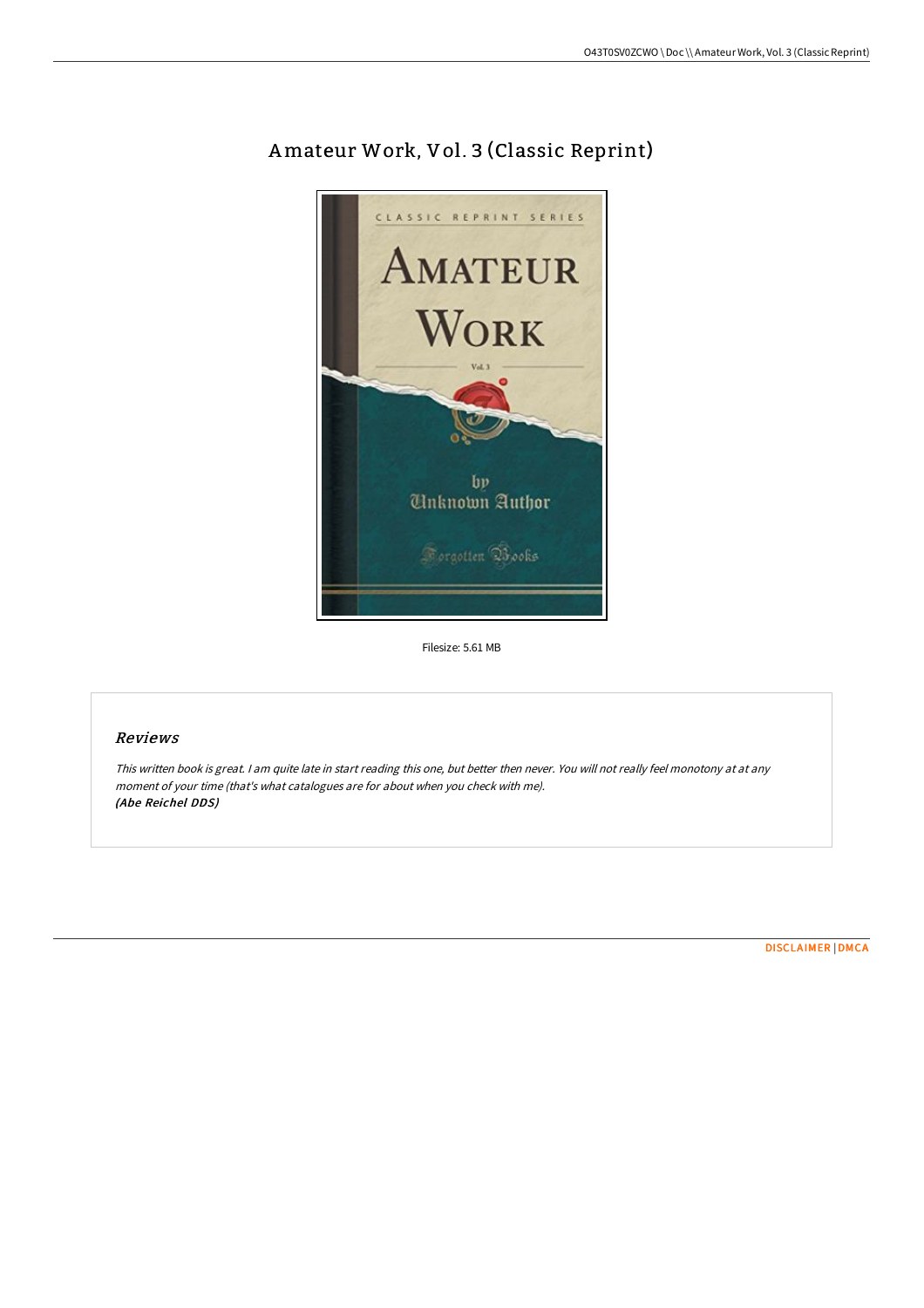# Amateur Work, Vol. 3 (Classic Reprint)

Filesize: 5.61 MB

## Reviews

*This written book is great. I am quite late in start reading this one, but better then never. You will not really feel monotony at at any moment of your time (that's what catalogues are for about when you check with me).*
***(Abe Reichel DDS)***

DISCLAIMER | DMCA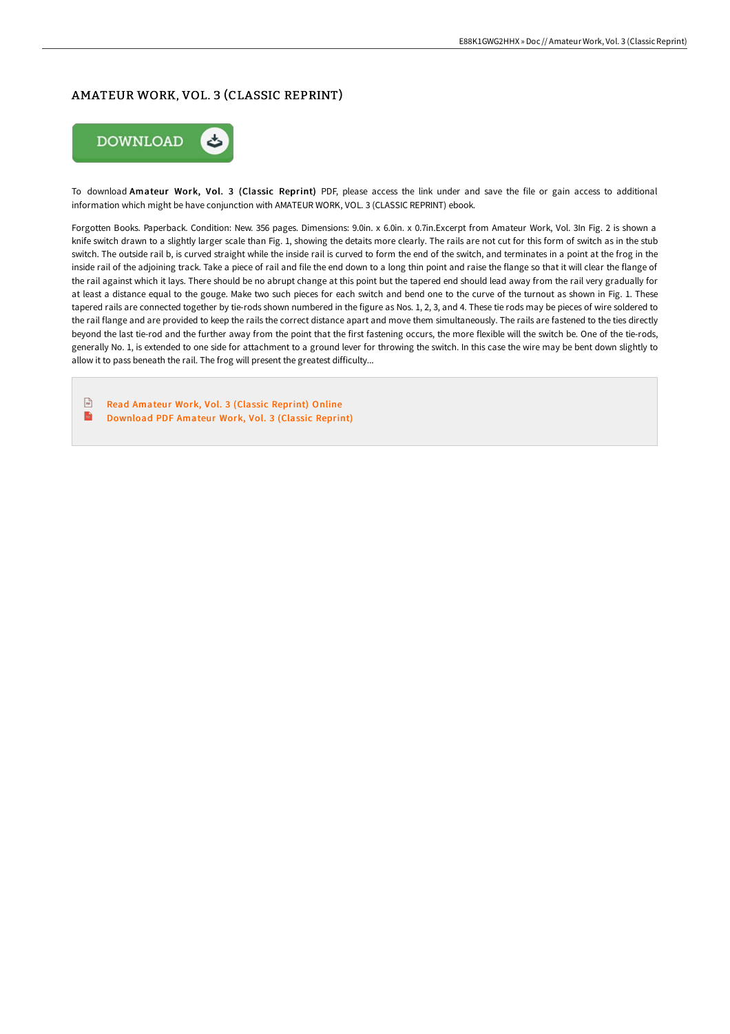# AMATEUR WORK, VOL. 3 (CLASSIC REPRINT)

DOWNLOAD

To download **Amateur Work, Vol. 3 (Classic Reprint)** PDF, please access the link under and save the file or gain access to additional information which might be have conjunction with AMATEUR WORK, VOL. 3 (CLASSIC REPRINT) ebook.

Forgotten Books. Paperback. Condition: New. 356 pages. Dimensions: 9.0in. x 6.0in. x 0.7in.Excerpt from Amateur Work, Vol. 3In Fig. 2 is shown a knife switch drawn to a slightly larger scale than Fig. 1, showing the detaits more clearly. The rails are not cut for this form of switch as in the stub switch. The outside rail b, is curved straight while the inside rail is curved to form the end of the switch, and terminates in a point at the frog in the inside rail of the adjoining track. Take a piece of rail and file the end down to a long thin point and raise the flange so that it will clear the flange of the rail against which it lays. There should be no abrupt change at this point but the tapered end should lead away from the rail very gradually for at least a distance equal to the gouge. Make two such pieces for each switch and bend one to the curve of the turnout as shown in Fig. 1. These tapered rails are connected together by tie-rods shown numbered in the figure as Nos. 1, 2, 3, and 4. These tie rods may be pieces of wire soldered to the rail flange and are provided to keep the rails the correct distance apart and move them simultaneously. The rails are fastened to the ties directly beyond the last tie-rod and the further away from the point that the first fastening occurs, the more flexible will the switch be. One of the tie-rods, generally No. 1, is extended to one side for attachment to a ground lever for throwing the switch. In this case the wire may be bent down slightly to allow it to pass beneath the rail. The frog will present the greatest difficulty...

- Read Amateur Work, Vol. 3 (Classic Reprint) Online
- Download PDF Amateur Work, Vol. 3 (Classic Reprint)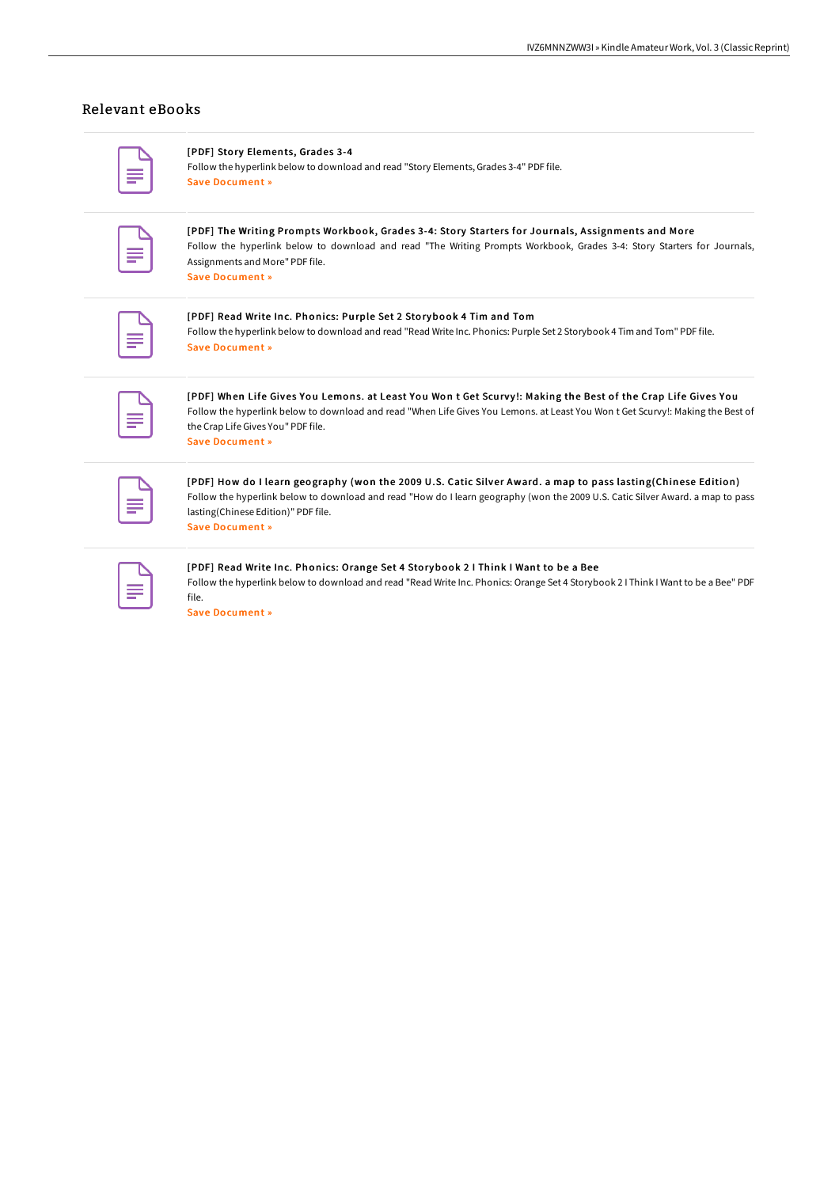## Relevant eBooks

[PDF] Story Elements, Grades 3-4

Follow the hyperlink below to download and read "Story Elements, Grades 3-4" PDF file.

Save Document »

[PDF] The Writing Prompts Workbook, Grades 3-4: Story Starters for Journals, Assignments and More

Follow the hyperlink below to download and read "The Writing Prompts Workbook, Grades 3-4: Story Starters for Journals, Assignments and More" PDF file.

Save Document »

[PDF] Read Write Inc. Phonics: Purple Set 2 Storybook 4 Tim and Tom

Follow the hyperlink below to download and read "Read Write Inc. Phonics: Purple Set 2 Storybook 4 Tim and Tom" PDF file.

Save Document »

[PDF] When Life Gives You Lemons. at Least You Won t Get Scurvy!: Making the Best of the Crap Life Gives You

Follow the hyperlink below to download and read "When Life Gives You Lemons. at Least You Won t Get Scurvy!: Making the Best of the Crap Life Gives You" PDF file.

Save Document »

[PDF] How do I learn geography (won the 2009 U.S. Catic Silver Award. a map to pass lasting(Chinese Edition)

Follow the hyperlink below to download and read "How do I learn geography (won the 2009 U.S. Catic Silver Award. a map to pass lasting(Chinese Edition)" PDF file.

Save Document »

[PDF] Read Write Inc. Phonics: Orange Set 4 Storybook 2 I Think I Want to be a Bee

Follow the hyperlink below to download and read "Read Write Inc. Phonics: Orange Set 4 Storybook 2 I Think I Want to be a Bee" PDF file.

Save Document »